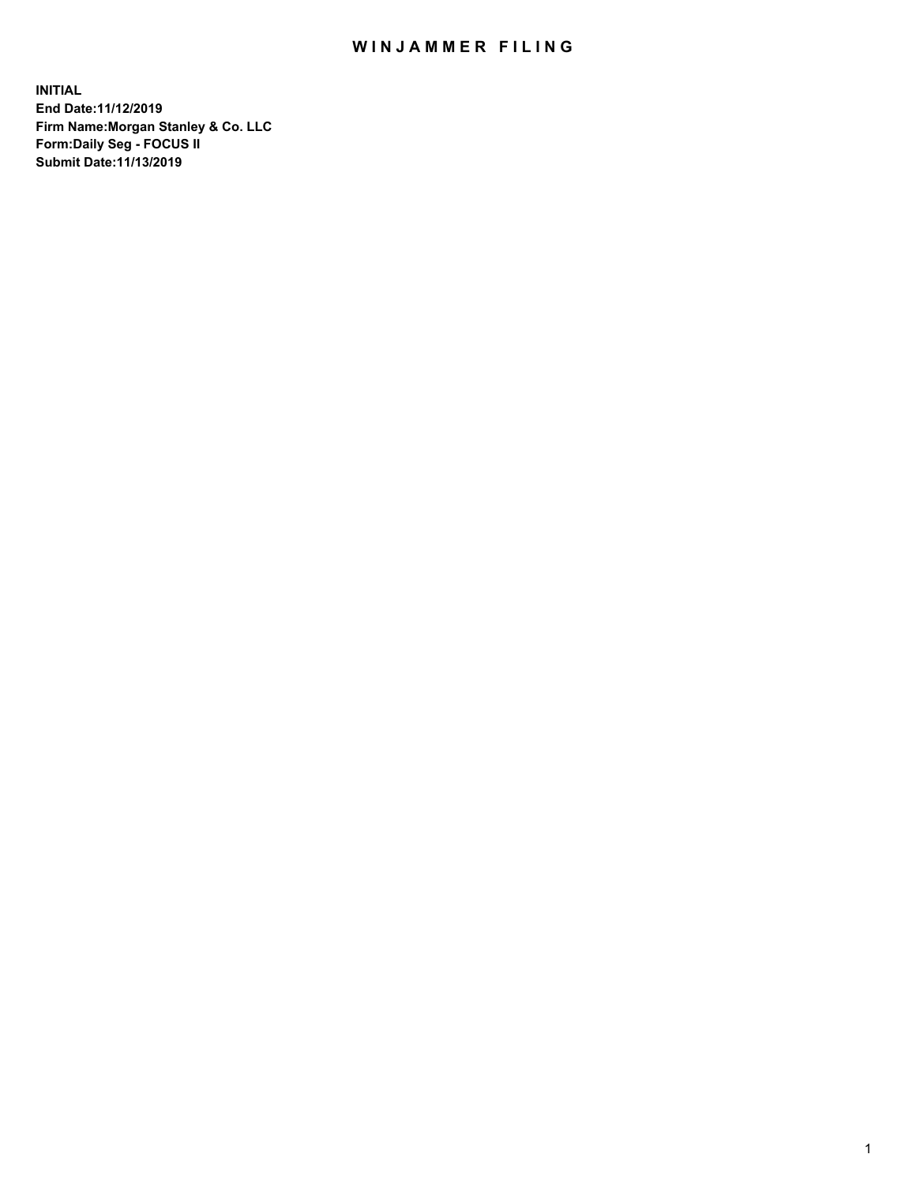# WINJAMMER FILING

**INITIAL**
**End Date:11/12/2019**
**Firm Name:Morgan Stanley & Co. LLC**
**Form:Daily Seg - FOCUS II**
**Submit Date:11/13/2019**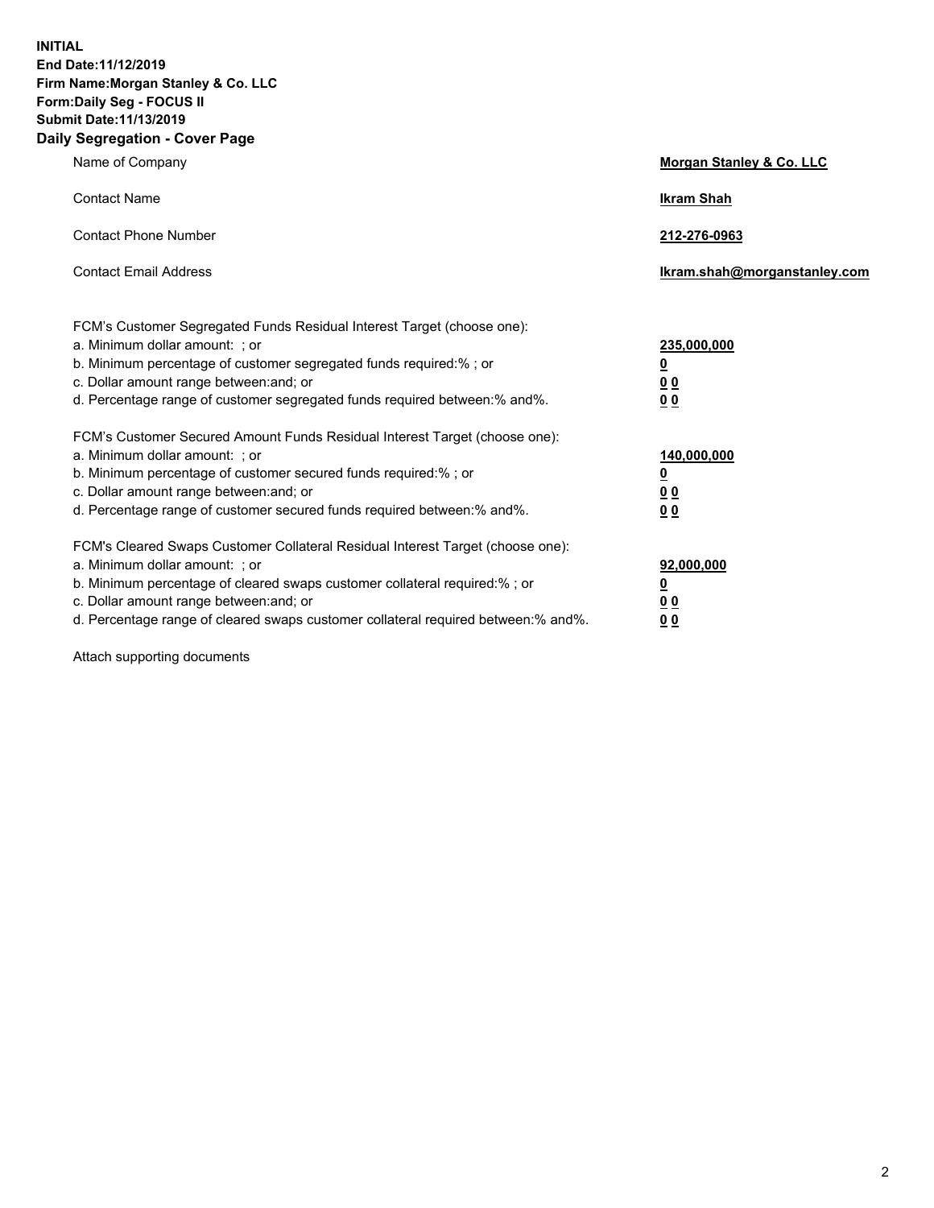**INITIAL**
**End Date:11/12/2019**
**Firm Name:Morgan Stanley & Co. LLC**
**Form:Daily Seg - FOCUS II**
**Submit Date:11/13/2019**
**Daily Segregation - Cover Page**

| | |
|---|---|
| Name of Company | **Morgan Stanley & Co. LLC** |
| Contact Name | **Ikram Shah** |
| Contact Phone Number | **212-276-0963** |
| Contact Email Address | **Ikram.shah@morganstanley.com** |

| | |
|---|---|
| FCM's Customer Segregated Funds Residual Interest Target (choose one): | |
| a. Minimum dollar amount: ; or | **235,000,000** |
| b. Minimum percentage of customer segregated funds required:% ; or | **0** |
| c. Dollar amount range between:and; or | **0 0** |
| d. Percentage range of customer segregated funds required between:% and%. | **0 0** |
| FCM's Customer Secured Amount Funds Residual Interest Target (choose one): | |
| a. Minimum dollar amount: ; or | **140,000,000** |
| b. Minimum percentage of customer secured funds required:% ; or | **0** |
| c. Dollar amount range between:and; or | **0 0** |
| d. Percentage range of customer secured funds required between:% and%. | **0 0** |
| FCM's Cleared Swaps Customer Collateral Residual Interest Target (choose one): | |
| a. Minimum dollar amount: ; or | **92,000,000** |
| b. Minimum percentage of cleared swaps customer collateral required:% ; or | **0** |
| c. Dollar amount range between:and; or | **0 0** |
| d. Percentage range of cleared swaps customer collateral required between:% and%. | **0 0** |

Attach supporting documents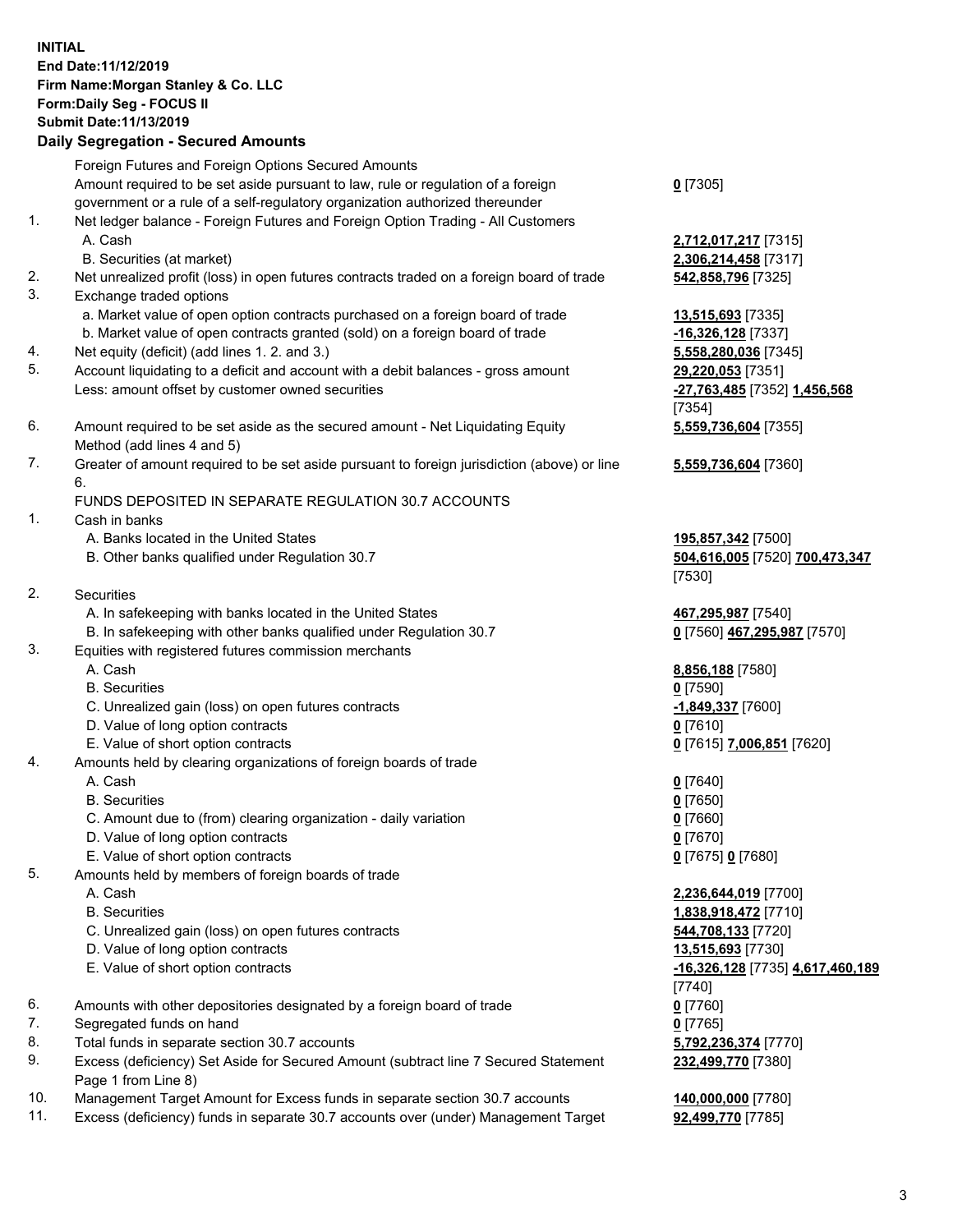**INITIAL**
**End Date:11/12/2019**
**Firm Name:Morgan Stanley & Co. LLC**
**Form:Daily Seg - FOCUS II**
**Submit Date:11/13/2019**

## Daily Segregation - Secured Amounts

| | | |
|---|---|---|
| | Foreign Futures and Foreign Options Secured Amounts | |
| | Amount required to be set aside pursuant to law, rule or regulation of a foreign government or a rule of a self-regulatory organization authorized thereunder | **0** [7305] |
| 1. | Net ledger balance - Foreign Futures and Foreign Option Trading - All Customers | |
| | A. Cash | **2,712,017,217** [7315] |
| | B. Securities (at market) | **2,306,214,458** [7317] |
| 2. | Net unrealized profit (loss) in open futures contracts traded on a foreign board of trade | **542,858,796** [7325] |
| 3. | Exchange traded options | |
| | a. Market value of open option contracts purchased on a foreign board of trade | **13,515,693** [7335] |
| | b. Market value of open contracts granted (sold) on a foreign board of trade | **-16,326,128** [7337] |
| 4. | Net equity (deficit) (add lines 1. 2. and 3.) | **5,558,280,036** [7345] |
| 5. | Account liquidating to a deficit and account with a debit balances - gross amount | **29,220,053** [7351] |
| | Less: amount offset by customer owned securities | **-27,763,485** [7352] **1,456,568** [7354] |
| 6. | Amount required to be set aside as the secured amount - Net Liquidating Equity Method (add lines 4 and 5) | **5,559,736,604** [7355] |
| 7. | Greater of amount required to be set aside pursuant to foreign jurisdiction (above) or line 6. | **5,559,736,604** [7360] |
| | FUNDS DEPOSITED IN SEPARATE REGULATION 30.7 ACCOUNTS | |
| 1. | Cash in banks | |
| | A. Banks located in the United States | **195,857,342** [7500] |
| | B. Other banks qualified under Regulation 30.7 | **504,616,005** [7520] **700,473,347** [7530] |
| 2. | Securities | |
| | A. In safekeeping with banks located in the United States | **467,295,987** [7540] |
| | B. In safekeeping with other banks qualified under Regulation 30.7 | **0** [7560] **467,295,987** [7570] |
| 3. | Equities with registered futures commission merchants | |
| | A. Cash | **8,856,188** [7580] |
| | B. Securities | **0** [7590] |
| | C. Unrealized gain (loss) on open futures contracts | **-1,849,337** [7600] |
| | D. Value of long option contracts | **0** [7610] |
| | E. Value of short option contracts | **0** [7615] **7,006,851** [7620] |
| 4. | Amounts held by clearing organizations of foreign boards of trade | |
| | A. Cash | **0** [7640] |
| | B. Securities | **0** [7650] |
| | C. Amount due to (from) clearing organization - daily variation | **0** [7660] |
| | D. Value of long option contracts | **0** [7670] |
| | E. Value of short option contracts | **0** [7675] **0** [7680] |
| 5. | Amounts held by members of foreign boards of trade | |
| | A. Cash | **2,236,644,019** [7700] |
| | B. Securities | **1,838,918,472** [7710] |
| | C. Unrealized gain (loss) on open futures contracts | **544,708,133** [7720] |
| | D. Value of long option contracts | **13,515,693** [7730] |
| | E. Value of short option contracts | **-16,326,128** [7735] **4,617,460,189** [7740] |
| 6. | Amounts with other depositories designated by a foreign board of trade | **0** [7760] |
| 7. | Segregated funds on hand | **0** [7765] |
| 8. | Total funds in separate section 30.7 accounts | **5,792,236,374** [7770] |
| 9. | Excess (deficiency) Set Aside for Secured Amount (subtract line 7 Secured Statement Page 1 from Line 8) | **232,499,770** [7380] |
| 10. | Management Target Amount for Excess funds in separate section 30.7 accounts | **140,000,000** [7780] |
| 11. | Excess (deficiency) funds in separate 30.7 accounts over (under) Management Target | **92,499,770** [7785] |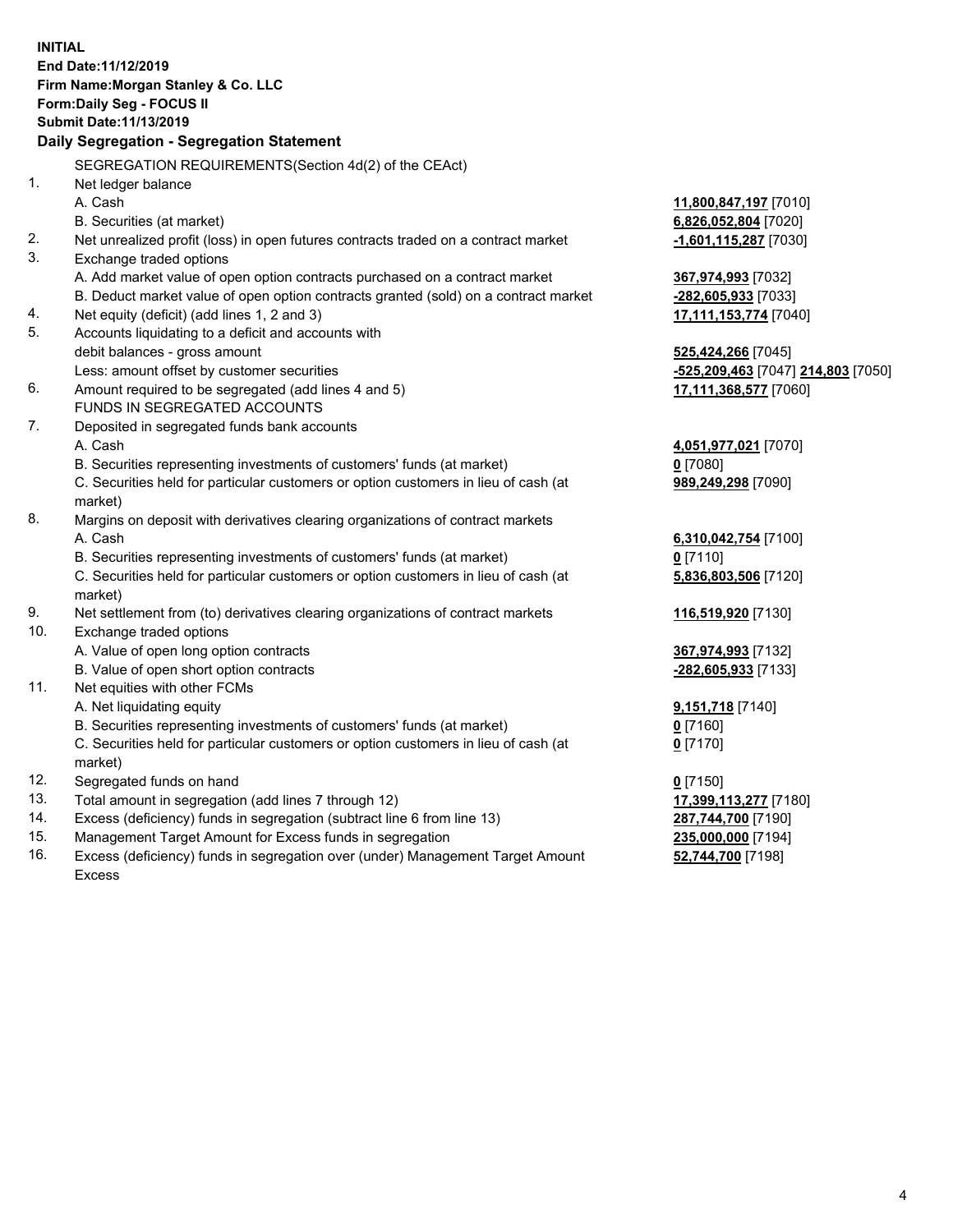**INITIAL**
**End Date:11/12/2019**
**Firm Name:Morgan Stanley & Co. LLC**
**Form:Daily Seg - FOCUS II**
**Submit Date:11/13/2019**

### Daily Segregation - Segregation Statement

SEGREGATION REQUIREMENTS(Section 4d(2) of the CEAct)

| | | |
|---|---|---|
| 1. | Net ledger balance | |
| | A. Cash | **11,800,847,197** [7010] |
| | B. Securities (at market) | **6,826,052,804** [7020] |
| 2. | Net unrealized profit (loss) in open futures contracts traded on a contract market | **-1,601,115,287** [7030] |
| 3. | Exchange traded options | |
| | A. Add market value of open option contracts purchased on a contract market | **367,974,993** [7032] |
| | B. Deduct market value of open option contracts granted (sold) on a contract market | **-282,605,933** [7033] |
| 4. | Net equity (deficit) (add lines 1, 2 and 3) | **17,111,153,774** [7040] |
| 5. | Accounts liquidating to a deficit and accounts with debit balances - gross amount | **525,424,266** [7045] |
| | Less: amount offset by customer securities | **-525,209,463** [7047] **214,803** [7050] |
| 6. | Amount required to be segregated (add lines 4 and 5) | **17,111,368,577** [7060] |
| | FUNDS IN SEGREGATED ACCOUNTS | |
| 7. | Deposited in segregated funds bank accounts | |
| | A. Cash | **4,051,977,021** [7070] |
| | B. Securities representing investments of customers' funds (at market) | **0** [7080] |
| | C. Securities held for particular customers or option customers in lieu of cash (at market) | **989,249,298** [7090] |
| 8. | Margins on deposit with derivatives clearing organizations of contract markets | |
| | A. Cash | **6,310,042,754** [7100] |
| | B. Securities representing investments of customers' funds (at market) | **0** [7110] |
| | C. Securities held for particular customers or option customers in lieu of cash (at market) | **5,836,803,506** [7120] |
| 9. | Net settlement from (to) derivatives clearing organizations of contract markets | **116,519,920** [7130] |
| 10. | Exchange traded options | |
| | A. Value of open long option contracts | **367,974,993** [7132] |
| | B. Value of open short option contracts | **-282,605,933** [7133] |
| 11. | Net equities with other FCMs | |
| | A. Net liquidating equity | **9,151,718** [7140] |
| | B. Securities representing investments of customers' funds (at market) | **0** [7160] |
| | C. Securities held for particular customers or option customers in lieu of cash (at market) | **0** [7170] |
| 12. | Segregated funds on hand | **0** [7150] |
| 13. | Total amount in segregation (add lines 7 through 12) | **17,399,113,277** [7180] |
| 14. | Excess (deficiency) funds in segregation (subtract line 6 from line 13) | **287,744,700** [7190] |
| 15. | Management Target Amount for Excess funds in segregation | **235,000,000** [7194] |
| 16. | Excess (deficiency) funds in segregation over (under) Management Target Amount Excess | **52,744,700** [7198] |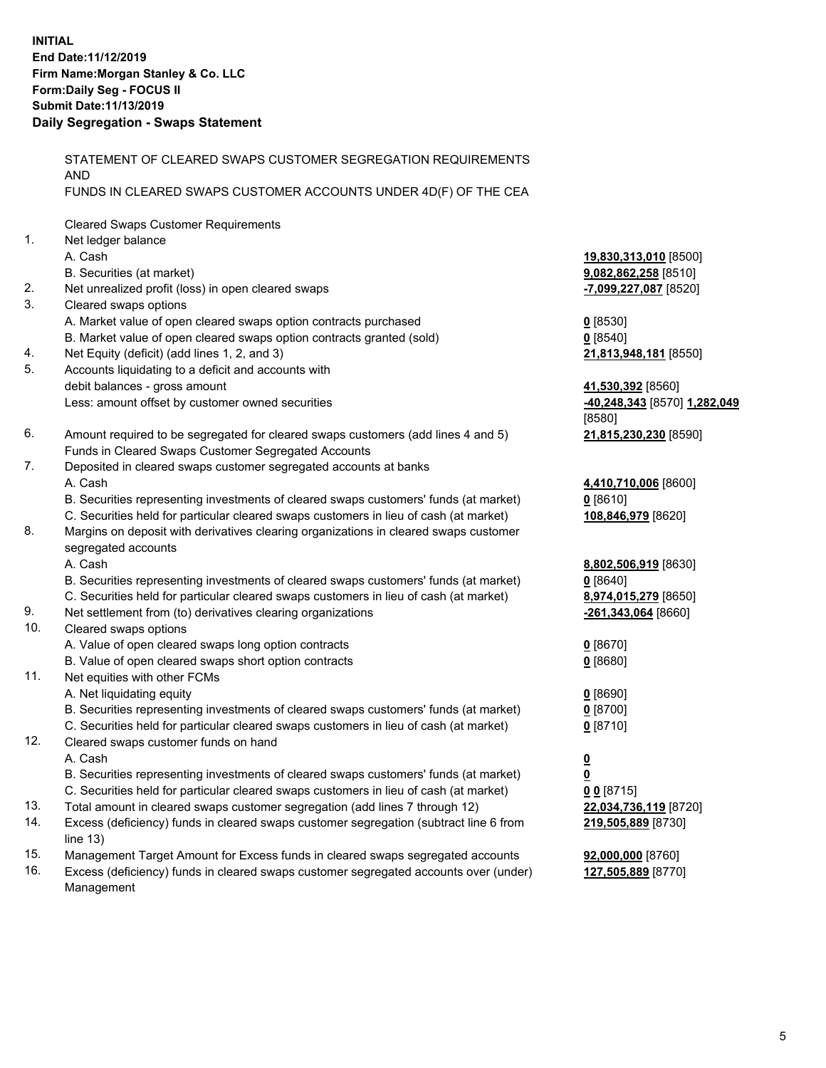**INITIAL**
**End Date:11/12/2019**
**Firm Name:Morgan Stanley & Co. LLC**
**Form:Daily Seg - FOCUS II**
**Submit Date:11/13/2019**
**Daily Segregation - Swaps Statement**

STATEMENT OF CLEARED SWAPS CUSTOMER SEGREGATION REQUIREMENTS AND FUNDS IN CLEARED SWAPS CUSTOMER ACCOUNTS UNDER 4D(F) OF THE CEA

| | | |
|---|---|---|
| | Cleared Swaps Customer Requirements | |
| 1. | Net ledger balance | |
| | A. Cash | **19,830,313,010** [8500] |
| | B. Securities (at market) | **9,082,862,258** [8510] |
| 2. | Net unrealized profit (loss) in open cleared swaps | **-7,099,227,087** [8520] |
| 3. | Cleared swaps options | |
| | A. Market value of open cleared swaps option contracts purchased | **0** [8530] |
| | B. Market value of open cleared swaps option contracts granted (sold) | **0** [8540] |
| 4. | Net Equity (deficit) (add lines 1, 2, and 3) | **21,813,948,181** [8550] |
| 5. | Accounts liquidating to a deficit and accounts with debit balances - gross amount | **41,530,392** [8560] |
| | Less: amount offset by customer owned securities | **-40,248,343** [8570] **1,282,049** [8580] |
| 6. | Amount required to be segregated for cleared swaps customers (add lines 4 and 5) | **21,815,230,230** [8590] |
| | Funds in Cleared Swaps Customer Segregated Accounts | |
| 7. | Deposited in cleared swaps customer segregated accounts at banks | |
| | A. Cash | **4,410,710,006** [8600] |
| | B. Securities representing investments of cleared swaps customers' funds (at market) | **0** [8610] |
| | C. Securities held for particular cleared swaps customers in lieu of cash (at market) | **108,846,979** [8620] |
| 8. | Margins on deposit with derivatives clearing organizations in cleared swaps customer segregated accounts | |
| | A. Cash | **8,802,506,919** [8630] |
| | B. Securities representing investments of cleared swaps customers' funds (at market) | **0** [8640] |
| | C. Securities held for particular cleared swaps customers in lieu of cash (at market) | **8,974,015,279** [8650] |
| 9. | Net settlement from (to) derivatives clearing organizations | **-261,343,064** [8660] |
| 10. | Cleared swaps options | |
| | A. Value of open cleared swaps long option contracts | **0** [8670] |
| | B. Value of open cleared swaps short option contracts | **0** [8680] |
| 11. | Net equities with other FCMs | |
| | A. Net liquidating equity | **0** [8690] |
| | B. Securities representing investments of cleared swaps customers' funds (at market) | **0** [8700] |
| | C. Securities held for particular cleared swaps customers in lieu of cash (at market) | **0** [8710] |
| 12. | Cleared swaps customer funds on hand | |
| | A. Cash | **0** |
| | B. Securities representing investments of cleared swaps customers' funds (at market) | **0** |
| | C. Securities held for particular cleared swaps customers in lieu of cash (at market) | **0** **0** [8715] |
| 13. | Total amount in cleared swaps customer segregation (add lines 7 through 12) | **22,034,736,119** [8720] |
| 14. | Excess (deficiency) funds in cleared swaps customer segregation (subtract line 6 from line 13) | **219,505,889** [8730] |
| 15. | Management Target Amount for Excess funds in cleared swaps segregated accounts | **92,000,000** [8760] |
| 16. | Excess (deficiency) funds in cleared swaps customer segregated accounts over (under) Management | **127,505,889** [8770] |